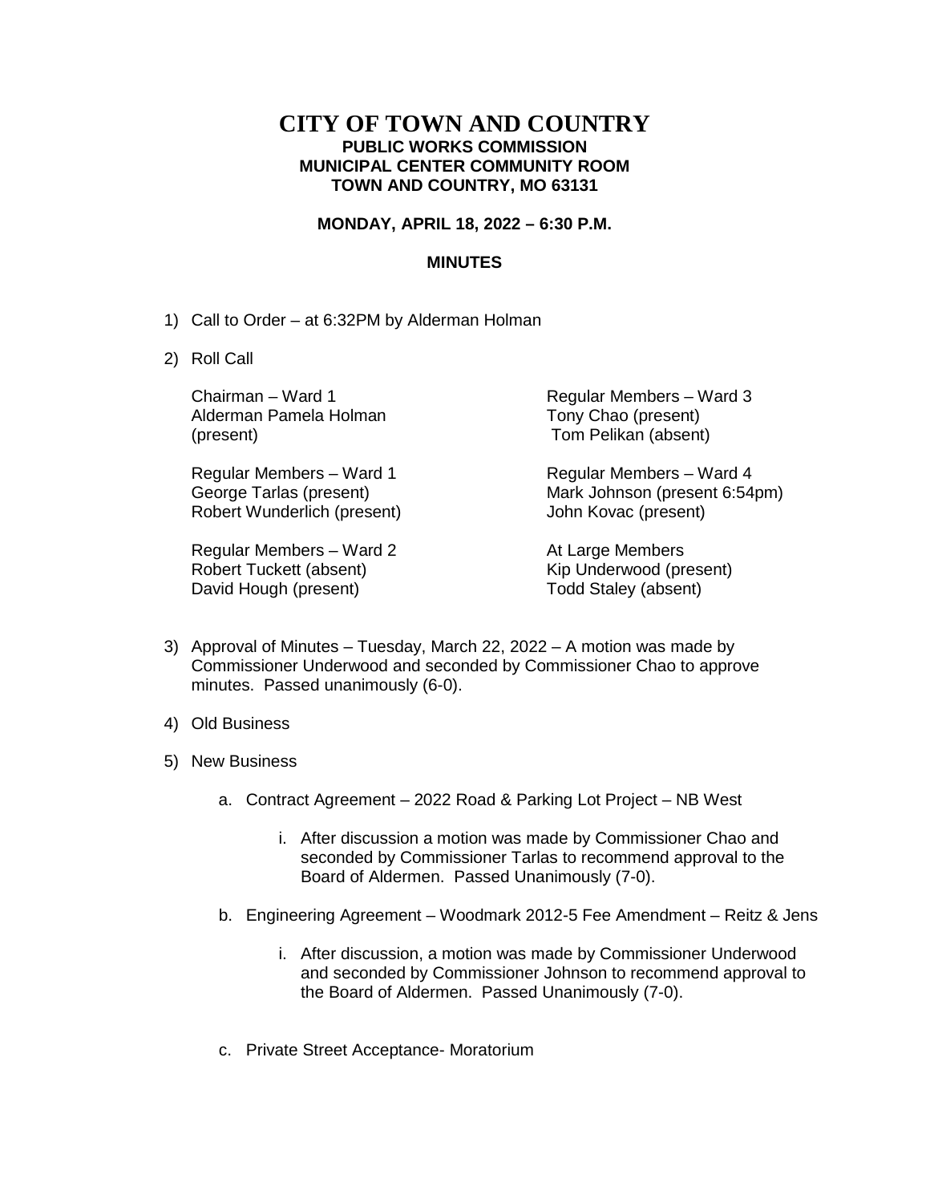# CITY OF TOWN AND COUNTRY

**PUBLIC WORKS COMMISSION**
**MUNICIPAL CENTER COMMUNITY ROOM**
**TOWN AND COUNTRY, MO 63131**

**MONDAY, APRIL 18, 2022 – 6:30 P.M.**

**MINUTES**

1) Call to Order – at 6:32PM by Alderman Holman

2) Roll Call

   Chairman – Ward 1
   Alderman Pamela Holman
   (present)

   Regular Members – Ward 1
   George Tarlas (present)
   Robert Wunderlich (present)

   Regular Members – Ward 2
   Robert Tuckett (absent)
   David Hough (present)

   Regular Members – Ward 3
   Tony Chao (present)
   Tom Pelikan (absent)

   Regular Members – Ward 4
   Mark Johnson (present 6:54pm)
   John Kovac (present)

   At Large Members
   Kip Underwood (present)
   Todd Staley (absent)

3) Approval of Minutes – Tuesday, March 22, 2022 – A motion was made by Commissioner Underwood and seconded by Commissioner Chao to approve minutes. Passed unanimously (6-0).

4) Old Business

5) New Business

   a. Contract Agreement – 2022 Road & Parking Lot Project – NB West

      i. After discussion a motion was made by Commissioner Chao and seconded by Commissioner Tarlas to recommend approval to the Board of Aldermen. Passed Unanimously (7-0).

   b. Engineering Agreement – Woodmark 2012-5 Fee Amendment – Reitz & Jens

      i. After discussion, a motion was made by Commissioner Underwood and seconded by Commissioner Johnson to recommend approval to the Board of Aldermen. Passed Unanimously (7-0).

   c. Private Street Acceptance- Moratorium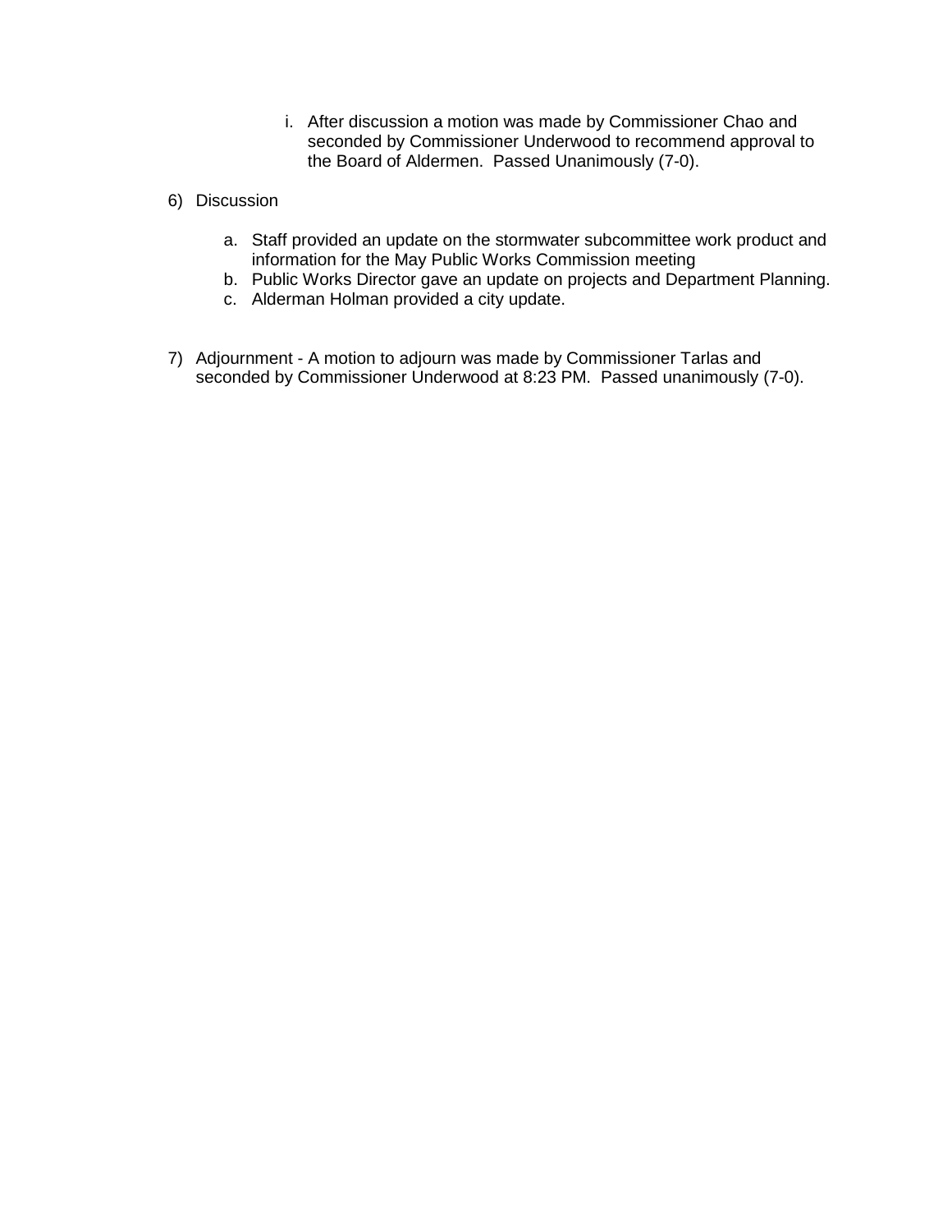i. After discussion a motion was made by Commissioner Chao and seconded by Commissioner Underwood to recommend approval to the Board of Aldermen. Passed Unanimously (7-0).

6) Discussion

   a. Staff provided an update on the stormwater subcommittee work product and information for the May Public Works Commission meeting
   b. Public Works Director gave an update on projects and Department Planning.
   c. Alderman Holman provided a city update.

7) Adjournment - A motion to adjourn was made by Commissioner Tarlas and seconded by Commissioner Underwood at 8:23 PM. Passed unanimously (7-0).